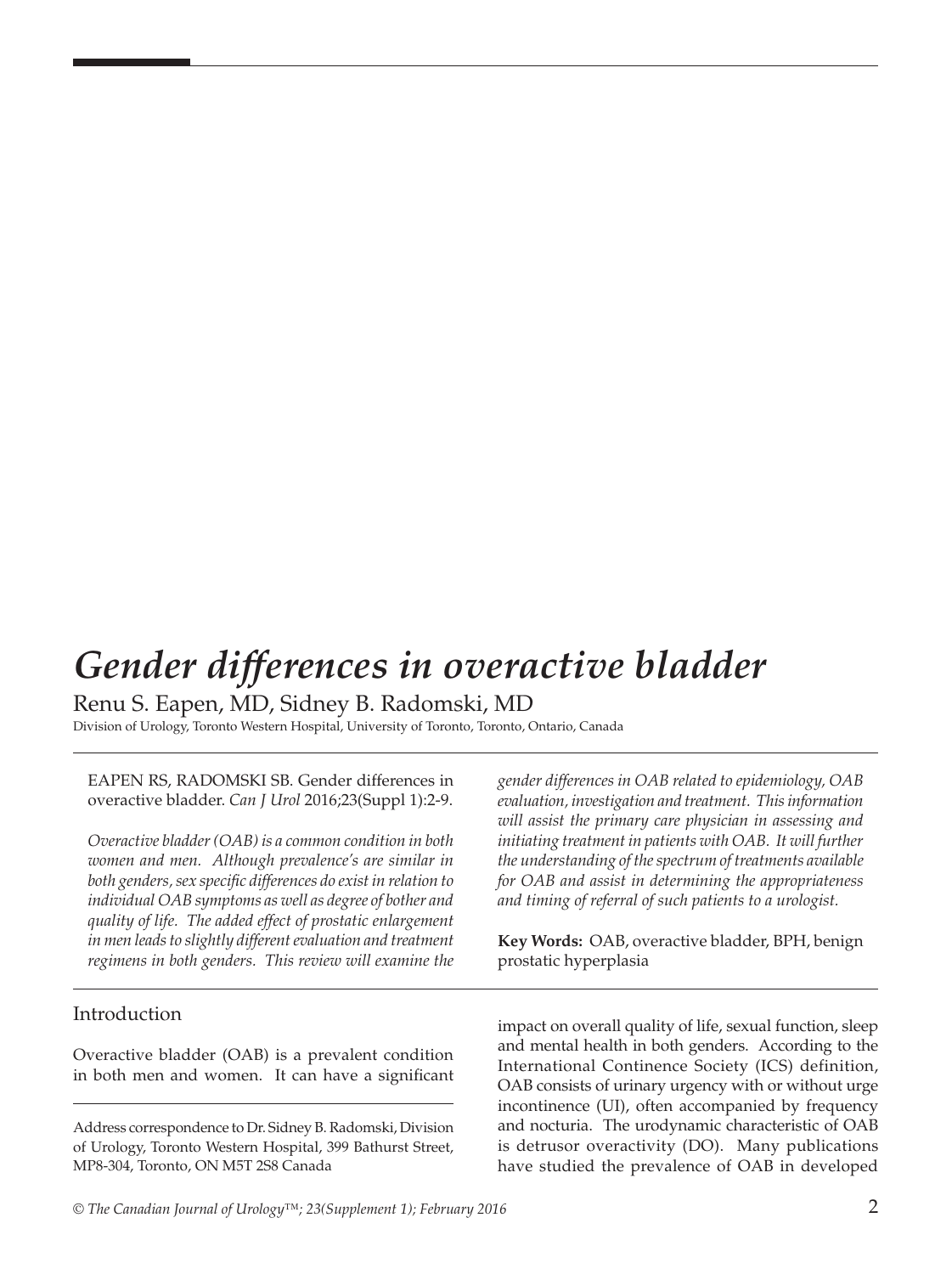# *Gender differences in overactive bladder*

Renu S. Eapen, MD, Sidney B. Radomski, MD

Division of Urology, Toronto Western Hospital, University of Toronto, Toronto, Ontario, Canada

EAPEN RS, RADOMSKI SB. Gender differences in overactive bladder. *Can J Urol* 2016;23(Suppl 1):2-9.

*Overactive bladder (OAB) is a common condition in both women and men. Although prevalence's are similar in both genders, sex specific differences do exist in relation to individual OAB symptoms as well as degree of bother and quality of life. The added effect of prostatic enlargement in men leads to slightly different evaluation and treatment regimens in both genders. This review will examine the gender differences in OAB related to epidemiology, OAB evaluation, investigation and treatment. This information will assist the primary care physician in assessing and initiating treatment in patients with OAB. It will further the understanding of the spectrum of treatments available for OAB and assist in determining the appropriateness and timing of referral of such patients to a urologist.*

**Key Words:** OAB, overactive bladder, BPH, benign prostatic hyperplasia

## Introduction

Overactive bladder (OAB) is a prevalent condition in both men and women. It can have a significant impact on overall quality of life, sexual function, sleep and mental health in both genders. According to the International Continence Society (ICS) definition, OAB consists of urinary urgency with or without urge incontinence (UI), often accompanied by frequency and nocturia. The urodynamic characteristic of OAB is detrusor overactivity (DO). Many publications have studied the prevalence of OAB in developed

Address correspondence to Dr. Sidney B. Radomski, Division of Urology, Toronto Western Hospital, 399 Bathurst Street, MP8-304, Toronto, ON M5T 2S8 Canada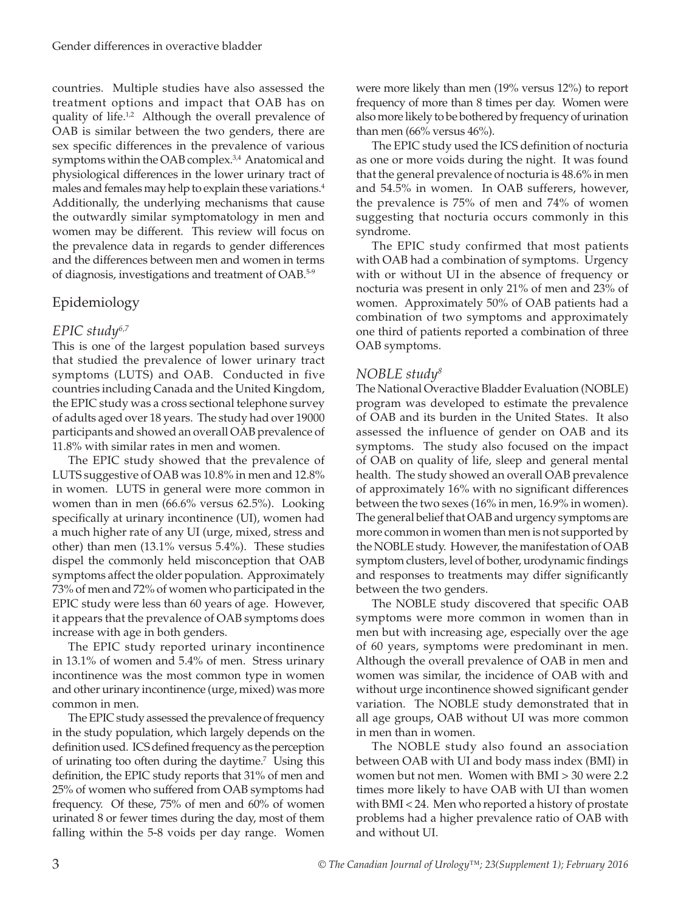countries. Multiple studies have also assessed the treatment options and impact that OAB has on quality of life.[1,2] Although the overall prevalence of OAB is similar between the two genders, there are sex specific differences in the prevalence of various symptoms within the OAB complex.[3,4] Anatomical and physiological differences in the lower urinary tract of males and females may help to explain these variations.[4] Additionally, the underlying mechanisms that cause the outwardly similar symptomatology in men and women may be different. This review will focus on the prevalence data in regards to gender differences and the differences between men and women in terms of diagnosis, investigations and treatment of OAB.[5-9]

## Epidemiology

### *EPIC study*[6,7]

This is one of the largest population based surveys that studied the prevalence of lower urinary tract symptoms (LUTS) and OAB. Conducted in five countries including Canada and the United Kingdom, the EPIC study was a cross sectional telephone survey of adults aged over 18 years. The study had over 19000 participants and showed an overall OAB prevalence of 11.8% with similar rates in men and women.

The EPIC study showed that the prevalence of LUTS suggestive of OAB was 10.8% in men and 12.8% in women. LUTS in general were more common in women than in men (66.6% versus 62.5%). Looking specifically at urinary incontinence (UI), women had a much higher rate of any UI (urge, mixed, stress and other) than men (13.1% versus 5.4%). These studies dispel the commonly held misconception that OAB symptoms affect the older population. Approximately 73% of men and 72% of women who participated in the EPIC study were less than 60 years of age. However, it appears that the prevalence of OAB symptoms does increase with age in both genders.

The EPIC study reported urinary incontinence in 13.1% of women and 5.4% of men. Stress urinary incontinence was the most common type in women and other urinary incontinence (urge, mixed) was more common in men.

The EPIC study assessed the prevalence of frequency in the study population, which largely depends on the definition used. ICS defined frequency as the perception of urinating too often during the daytime.[7] Using this definition, the EPIC study reports that 31% of men and 25% of women who suffered from OAB symptoms had frequency. Of these, 75% of men and 60% of women urinated 8 or fewer times during the day, most of them falling within the 5-8 voids per day range. Women were more likely than men (19% versus 12%) to report frequency of more than 8 times per day. Women were also more likely to be bothered by frequency of urination than men (66% versus 46%).

The EPIC study used the ICS definition of nocturia as one or more voids during the night. It was found that the general prevalence of nocturia is 48.6% in men and 54.5% in women. In OAB sufferers, however, the prevalence is 75% of men and 74% of women suggesting that nocturia occurs commonly in this syndrome.

The EPIC study confirmed that most patients with OAB had a combination of symptoms. Urgency with or without UI in the absence of frequency or nocturia was present in only 21% of men and 23% of women. Approximately 50% of OAB patients had a combination of two symptoms and approximately one third of patients reported a combination of three OAB symptoms.

### *NOBLE study*[8]

The National Overactive Bladder Evaluation (NOBLE) program was developed to estimate the prevalence of OAB and its burden in the United States. It also assessed the influence of gender on OAB and its symptoms. The study also focused on the impact of OAB on quality of life, sleep and general mental health. The study showed an overall OAB prevalence of approximately 16% with no significant differences between the two sexes (16% in men, 16.9% in women). The general belief that OAB and urgency symptoms are more common in women than men is not supported by the NOBLE study. However, the manifestation of OAB symptom clusters, level of bother, urodynamic findings and responses to treatments may differ significantly between the two genders.

The NOBLE study discovered that specific OAB symptoms were more common in women than in men but with increasing age, especially over the age of 60 years, symptoms were predominant in men. Although the overall prevalence of OAB in men and women was similar, the incidence of OAB with and without urge incontinence showed significant gender variation. The NOBLE study demonstrated that in all age groups, OAB without UI was more common in men than in women.

The NOBLE study also found an association between OAB with UI and body mass index (BMI) in women but not men. Women with BMI > 30 were 2.2 times more likely to have OAB with UI than women with BMI < 24. Men who reported a history of prostate problems had a higher prevalence ratio of OAB with and without UI.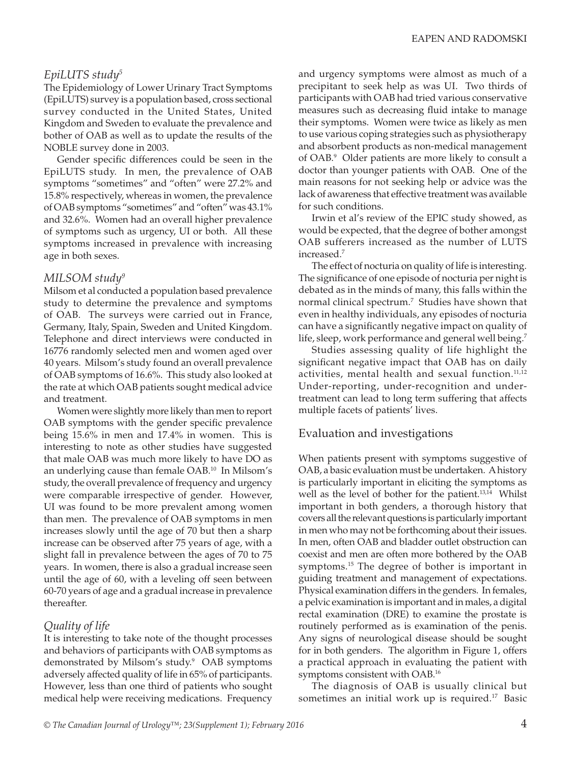### *EpiLUTS study*[5]

The Epidemiology of Lower Urinary Tract Symptoms (EpiLUTS) survey is a population based, cross sectional survey conducted in the United States, United Kingdom and Sweden to evaluate the prevalence and bother of OAB as well as to update the results of the NOBLE survey done in 2003.

Gender specific differences could be seen in the EpiLUTS study. In men, the prevalence of OAB symptoms "sometimes" and "often" were 27.2% and 15.8% respectively, whereas in women, the prevalence of OAB symptoms "sometimes" and "often" was 43.1% and 32.6%. Women had an overall higher prevalence of symptoms such as urgency, UI or both. All these symptoms increased in prevalence with increasing age in both sexes.

### *MILSOM study*[9]

Milsom et al conducted a population based prevalence study to determine the prevalence and symptoms of OAB. The surveys were carried out in France, Germany, Italy, Spain, Sweden and United Kingdom. Telephone and direct interviews were conducted in 16776 randomly selected men and women aged over 40 years. Milsom's study found an overall prevalence of OAB symptoms of 16.6%. This study also looked at the rate at which OAB patients sought medical advice and treatment.

Women were slightly more likely than men to report OAB symptoms with the gender specific prevalence being 15.6% in men and 17.4% in women. This is interesting to note as other studies have suggested that male OAB was much more likely to have DO as an underlying cause than female OAB.[10] In Milsom's study, the overall prevalence of frequency and urgency were comparable irrespective of gender. However, UI was found to be more prevalent among women than men. The prevalence of OAB symptoms in men increases slowly until the age of 70 but then a sharp increase can be observed after 75 years of age, with a slight fall in prevalence between the ages of 70 to 75 years. In women, there is also a gradual increase seen until the age of 60, with a leveling off seen between 60-70 years of age and a gradual increase in prevalence thereafter.

### *Quality of life*

It is interesting to take note of the thought processes and behaviors of participants with OAB symptoms as demonstrated by Milsom's study.[9] OAB symptoms adversely affected quality of life in 65% of participants. However, less than one third of patients who sought medical help were receiving medications. Frequency and urgency symptoms were almost as much of a precipitant to seek help as was UI. Two thirds of participants with OAB had tried various conservative measures such as decreasing fluid intake to manage their symptoms. Women were twice as likely as men to use various coping strategies such as physiotherapy and absorbent products as non-medical management of OAB.[9] Older patients are more likely to consult a doctor than younger patients with OAB. One of the main reasons for not seeking help or advice was the lack of awareness that effective treatment was available for such conditions.

Irwin et al's review of the EPIC study showed, as would be expected, that the degree of bother amongst OAB sufferers increased as the number of LUTS increased.[7]

The effect of nocturia on quality of life is interesting. The significance of one episode of nocturia per night is debated as in the minds of many, this falls within the normal clinical spectrum.[7] Studies have shown that even in healthy individuals, any episodes of nocturia can have a significantly negative impact on quality of life, sleep, work performance and general well being.[7]

Studies assessing quality of life highlight the significant negative impact that OAB has on daily activities, mental health and sexual function.[11,12] Under-reporting, under-recognition and under-treatment can lead to long term suffering that affects multiple facets of patients' lives.

## Evaluation and investigations

When patients present with symptoms suggestive of OAB, a basic evaluation must be undertaken. A history is particularly important in eliciting the symptoms as well as the level of bother for the patient.[13,14] Whilst important in both genders, a thorough history that covers all the relevant questions is particularly important in men who may not be forthcoming about their issues. In men, often OAB and bladder outlet obstruction can coexist and men are often more bothered by the OAB symptoms.[15] The degree of bother is important in guiding treatment and management of expectations. Physical examination differs in the genders. In females, a pelvic examination is important and in males, a digital rectal examination (DRE) to examine the prostate is routinely performed as is examination of the penis. Any signs of neurological disease should be sought for in both genders. The algorithm in Figure 1, offers a practical approach in evaluating the patient with symptoms consistent with OAB.[16]

The diagnosis of OAB is usually clinical but sometimes an initial work up is required.[17] Basic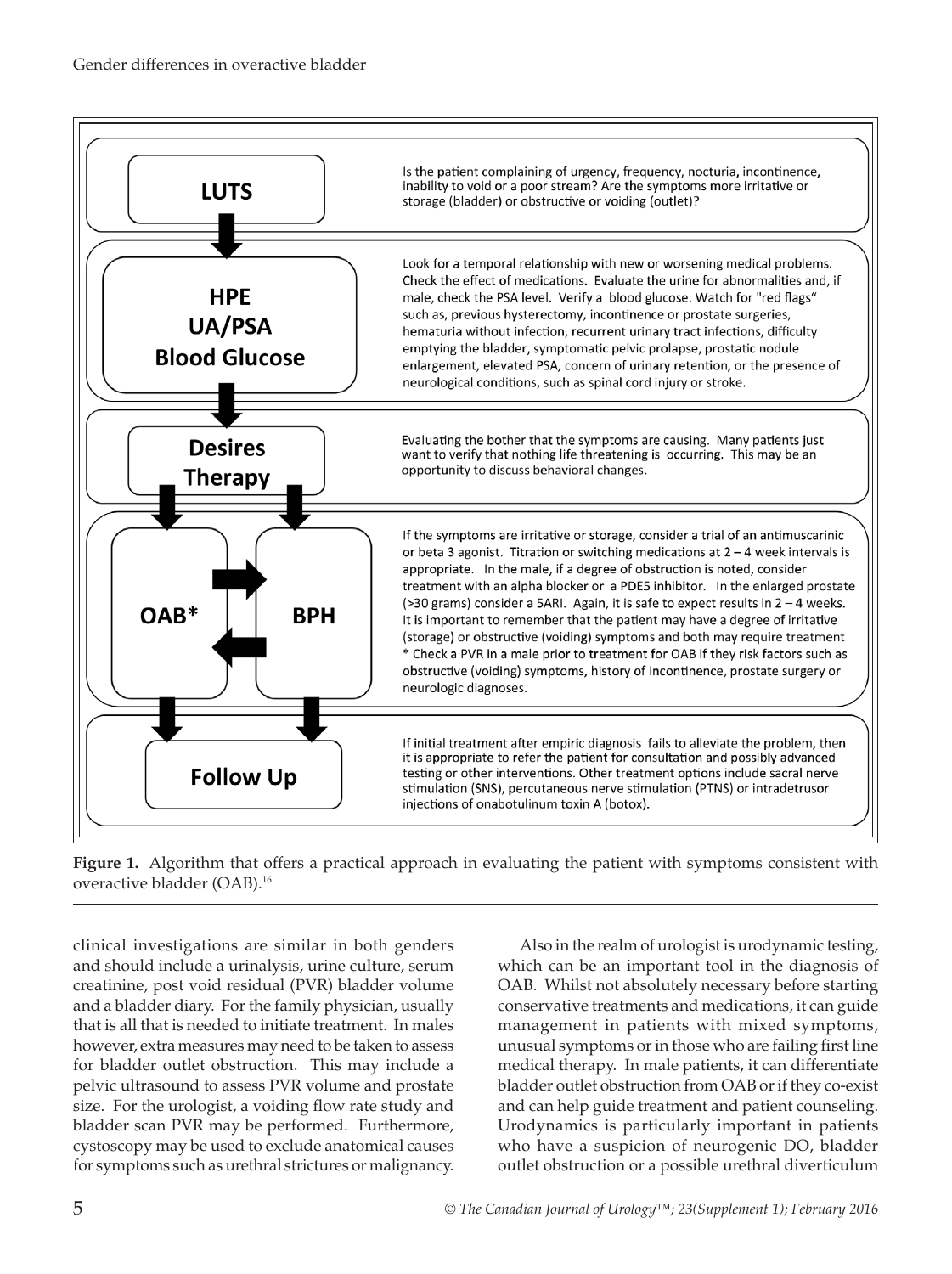| | |
|---|---|
| **LUTS** | Is the patient complaining of urgency, frequency, nocturia, incontinence, inability to void or a poor stream? Are the symptoms more irritative or storage (bladder) or obstructive or voiding (outlet)? |
| **HPE UA/PSA Blood Glucose** | Look for a temporal relationship with new or worsening medical problems. Check the effect of medications. Evaluate the urine for abnormalities and, if male, check the PSA level. Verify a blood glucose. Watch for "red flags" such as, previous hysterectomy, incontinence or prostate surgeries, hematuria without infection, recurrent urinary tract infections, difficulty emptying the bladder, symptomatic pelvic prolapse, prostatic nodule enlargement, elevated PSA, concern of urinary retention, or the presence of neurological conditions, such as spinal cord injury or stroke. |
| **Desires Therapy** | Evaluating the bother that the symptoms are causing. Many patients just want to verify that nothing life threatening is occurring. This may be an opportunity to discuss behavioral changes. |
| **OAB*** ⇄ **BPH** | If the symptoms are irritative or storage, consider a trial of an antimuscarinic or beta 3 agonist. Titration or switching medications at 2 – 4 week intervals is appropriate. In the male, if a degree of obstruction is noted, consider treatment with an alpha blocker or a PDE5 inhibitor. In the enlarged prostate (>30 grams) consider a 5ARI. Again, it is safe to expect results in 2 – 4 weeks. It is important to remember that the patient may have a degree of irritative (storage) or obstructive (voiding) symptoms and both may require treatment<br>* Check a PVR in a male prior to treatment for OAB if they risk factors such as obstructive (voiding) symptoms, history of incontinence, prostate surgery or neurologic diagnoses. |
| **Follow Up** | If initial treatment after empiric diagnosis fails to alleviate the problem, then it is appropriate to refer the patient for consultation and possibly advanced testing or other interventions. Other treatment options include sacral nerve stimulation (SNS), percutaneous nerve stimulation (PTNS) or intradetrusor injections of onabotulinum toxin A (botox). |

**Figure 1.** Algorithm that offers a practical approach in evaluating the patient with symptoms consistent with overactive bladder (OAB).[16]

clinical investigations are similar in both genders and should include a urinalysis, urine culture, serum creatinine, post void residual (PVR) bladder volume and a bladder diary. For the family physician, usually that is all that is needed to initiate treatment. In males however, extra measures may need to be taken to assess for bladder outlet obstruction. This may include a pelvic ultrasound to assess PVR volume and prostate size. For the urologist, a voiding flow rate study and bladder scan PVR may be performed. Furthermore, cystoscopy may be used to exclude anatomical causes for symptoms such as urethral strictures or malignancy.

Also in the realm of urologist is urodynamic testing, which can be an important tool in the diagnosis of OAB. Whilst not absolutely necessary before starting conservative treatments and medications, it can guide management in patients with mixed symptoms, unusual symptoms or in those who are failing first line medical therapy. In male patients, it can differentiate bladder outlet obstruction from OAB or if they co-exist and can help guide treatment and patient counseling. Urodynamics is particularly important in patients who have a suspicion of neurogenic DO, bladder outlet obstruction or a possible urethral diverticulum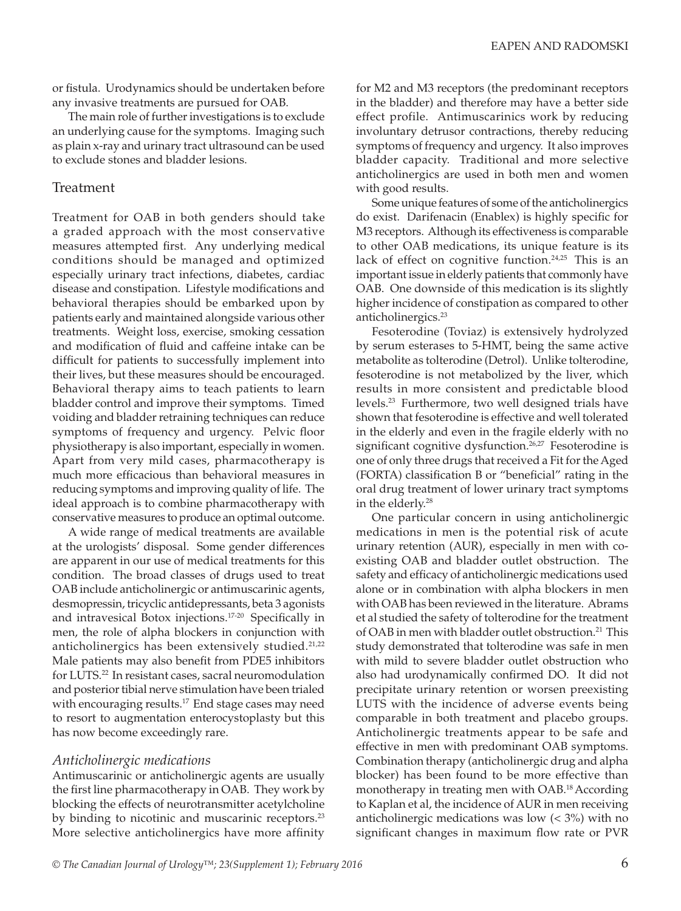or fistula. Urodynamics should be undertaken before any invasive treatments are pursued for OAB.

The main role of further investigations is to exclude an underlying cause for the symptoms. Imaging such as plain x-ray and urinary tract ultrasound can be used to exclude stones and bladder lesions.

## Treatment

Treatment for OAB in both genders should take a graded approach with the most conservative measures attempted first. Any underlying medical conditions should be managed and optimized especially urinary tract infections, diabetes, cardiac disease and constipation. Lifestyle modifications and behavioral therapies should be embarked upon by patients early and maintained alongside various other treatments. Weight loss, exercise, smoking cessation and modification of fluid and caffeine intake can be difficult for patients to successfully implement into their lives, but these measures should be encouraged. Behavioral therapy aims to teach patients to learn bladder control and improve their symptoms. Timed voiding and bladder retraining techniques can reduce symptoms of frequency and urgency. Pelvic floor physiotherapy is also important, especially in women. Apart from very mild cases, pharmacotherapy is much more efficacious than behavioral measures in reducing symptoms and improving quality of life. The ideal approach is to combine pharmacotherapy with conservative measures to produce an optimal outcome.

A wide range of medical treatments are available at the urologists' disposal. Some gender differences are apparent in our use of medical treatments for this condition. The broad classes of drugs used to treat OAB include anticholinergic or antimuscarinic agents, desmopressin, tricyclic antidepressants, beta 3 agonists and intravesical Botox injections.[17-20] Specifically in men, the role of alpha blockers in conjunction with anticholinergics has been extensively studied.[21,22] Male patients may also benefit from PDE5 inhibitors for LUTS.[22] In resistant cases, sacral neuromodulation and posterior tibial nerve stimulation have been trialed with encouraging results.[17] End stage cases may need to resort to augmentation enterocystoplasty but this has now become exceedingly rare.

### *Anticholinergic medications*

Antimuscarinic or anticholinergic agents are usually the first line pharmacotherapy in OAB. They work by blocking the effects of neurotransmitter acetylcholine by binding to nicotinic and muscarinic receptors.[23] More selective anticholinergics have more affinity for M2 and M3 receptors (the predominant receptors in the bladder) and therefore may have a better side effect profile. Antimuscarinics work by reducing involuntary detrusor contractions, thereby reducing symptoms of frequency and urgency. It also improves bladder capacity. Traditional and more selective anticholinergics are used in both men and women with good results.

Some unique features of some of the anticholinergics do exist. Darifenacin (Enablex) is highly specific for M3 receptors. Although its effectiveness is comparable to other OAB medications, its unique feature is its lack of effect on cognitive function.[24,25] This is an important issue in elderly patients that commonly have OAB. One downside of this medication is its slightly higher incidence of constipation as compared to other anticholinergics.[23]

Fesoterodine (Toviaz) is extensively hydrolyzed by serum esterases to 5-HMT, being the same active metabolite as tolterodine (Detrol). Unlike tolterodine, fesoterodine is not metabolized by the liver, which results in more consistent and predictable blood levels.[23] Furthermore, two well designed trials have shown that fesoterodine is effective and well tolerated in the elderly and even in the fragile elderly with no significant cognitive dysfunction.[26,27] Fesoterodine is one of only three drugs that received a Fit for the Aged (FORTA) classification B or "beneficial" rating in the oral drug treatment of lower urinary tract symptoms in the elderly.[28]

One particular concern in using anticholinergic medications in men is the potential risk of acute urinary retention (AUR), especially in men with co-existing OAB and bladder outlet obstruction. The safety and efficacy of anticholinergic medications used alone or in combination with alpha blockers in men with OAB has been reviewed in the literature. Abrams et al studied the safety of tolterodine for the treatment of OAB in men with bladder outlet obstruction.[21] This study demonstrated that tolterodine was safe in men with mild to severe bladder outlet obstruction who also had urodynamically confirmed DO. It did not precipitate urinary retention or worsen preexisting LUTS with the incidence of adverse events being comparable in both treatment and placebo groups. Anticholinergic treatments appear to be safe and effective in men with predominant OAB symptoms. Combination therapy (anticholinergic drug and alpha blocker) has been found to be more effective than monotherapy in treating men with OAB.[18] According to Kaplan et al, the incidence of AUR in men receiving anticholinergic medications was low (< 3%) with no significant changes in maximum flow rate or PVR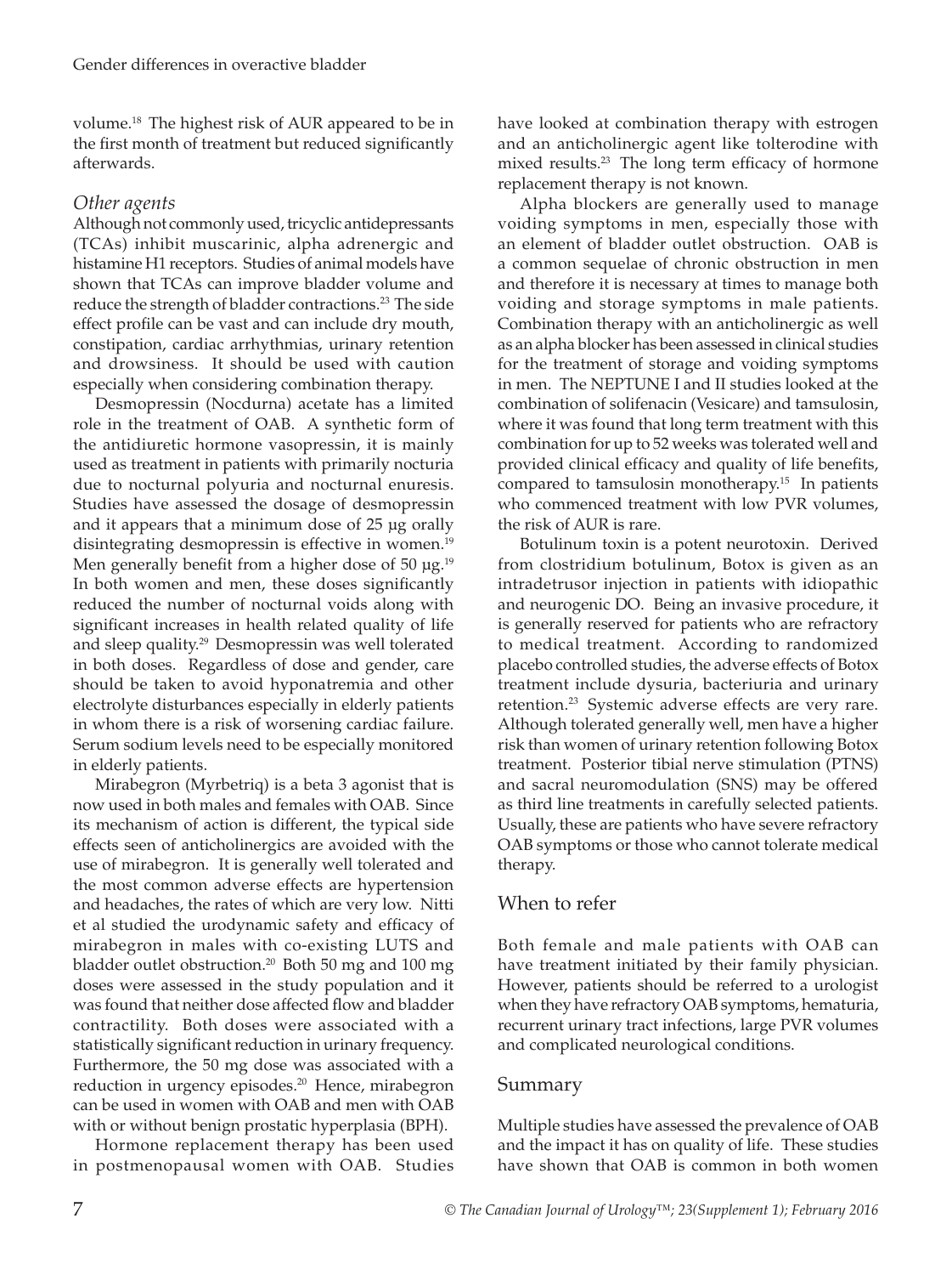volume.[18] The highest risk of AUR appeared to be in the first month of treatment but reduced significantly afterwards.

### *Other agents*

Although not commonly used, tricyclic antidepressants (TCAs) inhibit muscarinic, alpha adrenergic and histamine H1 receptors. Studies of animal models have shown that TCAs can improve bladder volume and reduce the strength of bladder contractions.[23] The side effect profile can be vast and can include dry mouth, constipation, cardiac arrhythmias, urinary retention and drowsiness. It should be used with caution especially when considering combination therapy.

Desmopressin (Nocdurna) acetate has a limited role in the treatment of OAB. A synthetic form of the antidiuretic hormone vasopressin, it is mainly used as treatment in patients with primarily nocturia due to nocturnal polyuria and nocturnal enuresis. Studies have assessed the dosage of desmopressin and it appears that a minimum dose of 25 µg orally disintegrating desmopressin is effective in women.[19] Men generally benefit from a higher dose of 50 µg.[19] In both women and men, these doses significantly reduced the number of nocturnal voids along with significant increases in health related quality of life and sleep quality.[29] Desmopressin was well tolerated in both doses. Regardless of dose and gender, care should be taken to avoid hyponatremia and other electrolyte disturbances especially in elderly patients in whom there is a risk of worsening cardiac failure. Serum sodium levels need to be especially monitored in elderly patients.

Mirabegron (Myrbetriq) is a beta 3 agonist that is now used in both males and females with OAB. Since its mechanism of action is different, the typical side effects seen of anticholinergics are avoided with the use of mirabegron. It is generally well tolerated and the most common adverse effects are hypertension and headaches, the rates of which are very low. Nitti et al studied the urodynamic safety and efficacy of mirabegron in males with co-existing LUTS and bladder outlet obstruction.[20] Both 50 mg and 100 mg doses were assessed in the study population and it was found that neither dose affected flow and bladder contractility. Both doses were associated with a statistically significant reduction in urinary frequency. Furthermore, the 50 mg dose was associated with a reduction in urgency episodes.[20] Hence, mirabegron can be used in women with OAB and men with OAB with or without benign prostatic hyperplasia (BPH).

Hormone replacement therapy has been used in postmenopausal women with OAB. Studies have looked at combination therapy with estrogen and an anticholinergic agent like tolterodine with mixed results.[23] The long term efficacy of hormone replacement therapy is not known.

Alpha blockers are generally used to manage voiding symptoms in men, especially those with an element of bladder outlet obstruction. OAB is a common sequelae of chronic obstruction in men and therefore it is necessary at times to manage both voiding and storage symptoms in male patients. Combination therapy with an anticholinergic as well as an alpha blocker has been assessed in clinical studies for the treatment of storage and voiding symptoms in men. The NEPTUNE I and II studies looked at the combination of solifenacin (Vesicare) and tamsulosin, where it was found that long term treatment with this combination for up to 52 weeks was tolerated well and provided clinical efficacy and quality of life benefits, compared to tamsulosin monotherapy.[15] In patients who commenced treatment with low PVR volumes, the risk of AUR is rare.

Botulinum toxin is a potent neurotoxin. Derived from clostridium botulinum, Botox is given as an intradetrusor injection in patients with idiopathic and neurogenic DO. Being an invasive procedure, it is generally reserved for patients who are refractory to medical treatment. According to randomized placebo controlled studies, the adverse effects of Botox treatment include dysuria, bacteriuria and urinary retention.[23] Systemic adverse effects are very rare. Although tolerated generally well, men have a higher risk than women of urinary retention following Botox treatment. Posterior tibial nerve stimulation (PTNS) and sacral neuromodulation (SNS) may be offered as third line treatments in carefully selected patients. Usually, these are patients who have severe refractory OAB symptoms or those who cannot tolerate medical therapy.

## When to refer

Both female and male patients with OAB can have treatment initiated by their family physician. However, patients should be referred to a urologist when they have refractory OAB symptoms, hematuria, recurrent urinary tract infections, large PVR volumes and complicated neurological conditions.

## Summary

Multiple studies have assessed the prevalence of OAB and the impact it has on quality of life. These studies have shown that OAB is common in both women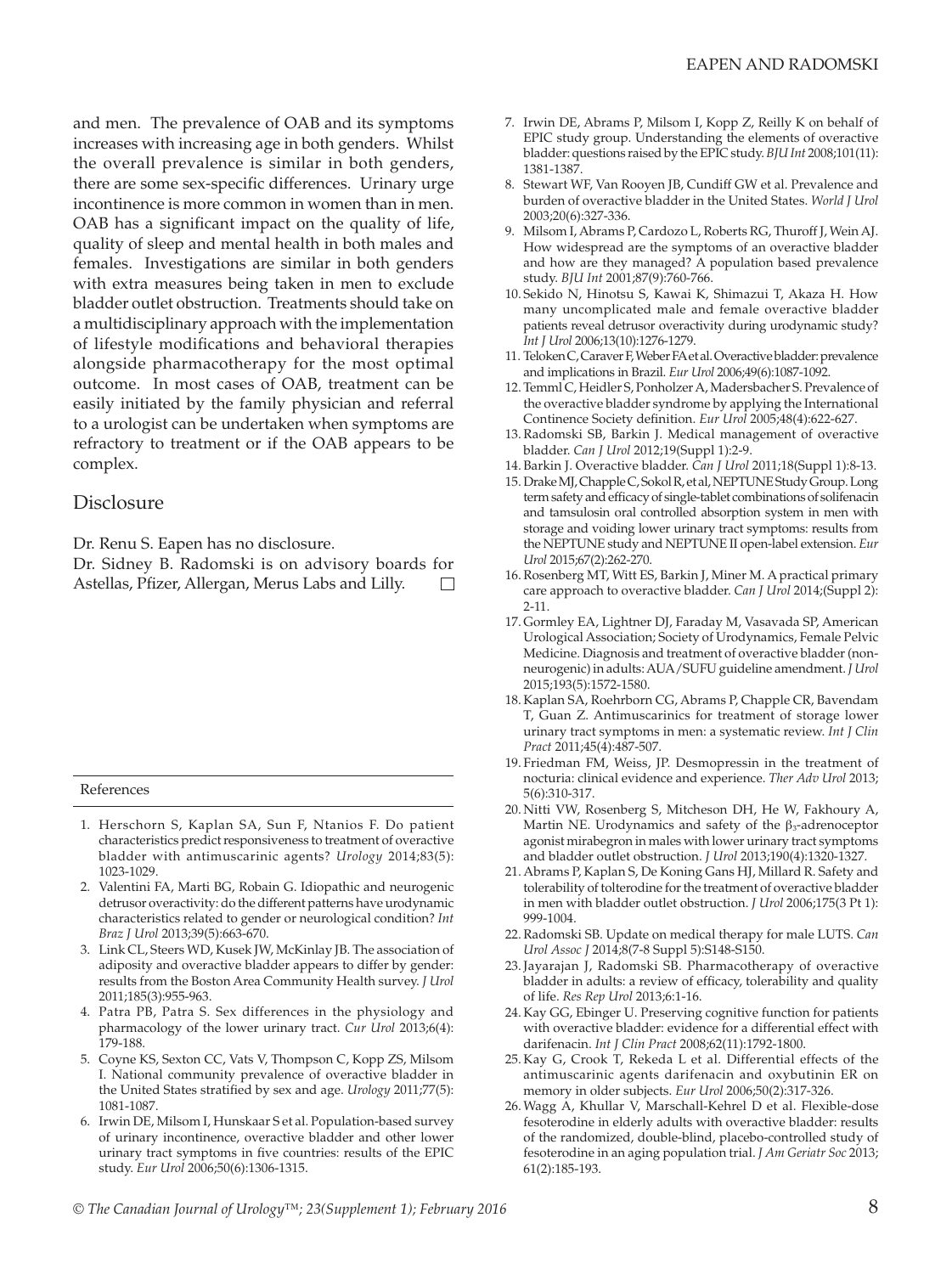and men. The prevalence of OAB and its symptoms increases with increasing age in both genders. Whilst the overall prevalence is similar in both genders, there are some sex-specific differences. Urinary urge incontinence is more common in women than in men. OAB has a significant impact on the quality of life, quality of sleep and mental health in both males and females. Investigations are similar in both genders with extra measures being taken in men to exclude bladder outlet obstruction. Treatments should take on a multidisciplinary approach with the implementation of lifestyle modifications and behavioral therapies alongside pharmacotherapy for the most optimal outcome. In most cases of OAB, treatment can be easily initiated by the family physician and referral to a urologist can be undertaken when symptoms are refractory to treatment or if the OAB appears to be complex.

## Disclosure

Dr. Renu S. Eapen has no disclosure.

Dr. Sidney B. Radomski is on advisory boards for Astellas, Pfizer, Allergan, Merus Labs and Lilly.

## References

1. Herschorn S, Kaplan SA, Sun F, Ntanios F. Do patient characteristics predict responsiveness to treatment of overactive bladder with antimuscarinic agents? *Urology* 2014;83(5): 1023-1029.
2. Valentini FA, Marti BG, Robain G. Idiopathic and neurogenic detrusor overactivity: do the different patterns have urodynamic characteristics related to gender or neurological condition? *Int Braz J Urol* 2013;39(5):663-670.
3. Link CL, Steers WD, Kusek JW, McKinlay JB. The association of adiposity and overactive bladder appears to differ by gender: results from the Boston Area Community Health survey. *J Urol* 2011;185(3):955-963.
4. Patra PB, Patra S. Sex differences in the physiology and pharmacology of the lower urinary tract. *Cur Urol* 2013;6(4): 179-188.
5. Coyne KS, Sexton CC, Vats V, Thompson C, Kopp ZS, Milsom I. National community prevalence of overactive bladder in the United States stratified by sex and age. *Urology* 2011;77(5): 1081-1087.
6. Irwin DE, Milsom I, Hunskaar S et al. Population-based survey of urinary incontinence, overactive bladder and other lower urinary tract symptoms in five countries: results of the EPIC study. *Eur Urol* 2006;50(6):1306-1315.
7. Irwin DE, Abrams P, Milsom I, Kopp Z, Reilly K on behalf of EPIC study group. Understanding the elements of overactive bladder: questions raised by the EPIC study. *BJU Int* 2008;101(11): 1381-1387.
8. Stewart WF, Van Rooyen JB, Cundiff GW et al. Prevalence and burden of overactive bladder in the United States. *World J Urol* 2003;20(6):327-336.
9. Milsom I, Abrams P, Cardozo L, Roberts RG, Thuroff J, Wein AJ. How widespread are the symptoms of an overactive bladder and how are they managed? A population based prevalence study. *BJU Int* 2001;87(9):760-766.
10. Sekido N, Hinotsu S, Kawai K, Shimazui T, Akaza H. How many uncomplicated male and female overactive bladder patients reveal detrusor overactivity during urodynamic study? *Int J Urol* 2006;13(10):1276-1279.
11. Teloken C, Caraver F, Weber FA et al. Overactive bladder: prevalence and implications in Brazil. *Eur Urol* 2006;49(6):1087-1092.
12. Temml C, Heidler S, Ponholzer A, Madersbacher S. Prevalence of the overactive bladder syndrome by applying the International Continence Society definition. *Eur Urol* 2005;48(4):622-627.
13. Radomski SB, Barkin J. Medical management of overactive bladder. *Can J Urol* 2012;19(Suppl 1):2-9.
14. Barkin J. Overactive bladder. *Can J Urol* 2011;18(Suppl 1):8-13.
15. Drake MJ, Chapple C, Sokol R, et al, NEPTUNE Study Group. Long term safety and efficacy of single-tablet combinations of solifenacin and tamsulosin oral controlled absorption system in men with storage and voiding lower urinary tract symptoms: results from the NEPTUNE study and NEPTUNE II open-label extension. *Eur Urol* 2015;67(2):262-270.
16. Rosenberg MT, Witt ES, Barkin J, Miner M. A practical primary care approach to overactive bladder. *Can J Urol* 2014;(Suppl 2): 2-11.
17. Gormley EA, Lightner DJ, Faraday M, Vasavada SP, American Urological Association; Society of Urodynamics, Female Pelvic Medicine. Diagnosis and treatment of overactive bladder (non-neurogenic) in adults: AUA/SUFU guideline amendment. *J Urol* 2015;193(5):1572-1580.
18. Kaplan SA, Roehrborn CG, Abrams P, Chapple CR, Bavendam T, Guan Z. Antimuscarinics for treatment of storage lower urinary tract symptoms in men: a systematic review. *Int J Clin Pract* 2011;45(4):487-507.
19. Friedman FM, Weiss, JP. Desmopressin in the treatment of nocturia: clinical evidence and experience. *Ther Adv Urol* 2013; 5(6):310-317.
20. Nitti VW, Rosenberg S, Mitcheson DH, He W, Fakhoury A, Martin NE. Urodynamics and safety of the $\beta_3$-adrenoceptor agonist mirabegron in males with lower urinary tract symptoms and bladder outlet obstruction. *J Urol* 2013;190(4):1320-1327.
21. Abrams P, Kaplan S, De Koning Gans HJ, Millard R. Safety and tolerability of tolterodine for the treatment of overactive bladder in men with bladder outlet obstruction. *J Urol* 2006;175(3 Pt 1): 999-1004.
22. Radomski SB. Update on medical therapy for male LUTS. *Can Urol Assoc J* 2014;8(7-8 Suppl 5):S148-S150.
23. Jayarajan J, Radomski SB. Pharmacotherapy of overactive bladder in adults: a review of efficacy, tolerability and quality of life. *Res Rep Urol* 2013;6:1-16.
24. Kay GG, Ebinger U. Preserving cognitive function for patients with overactive bladder: evidence for a differential effect with darifenacin. *Int J Clin Pract* 2008;62(11):1792-1800.
25. Kay G, Crook T, Rekeda L et al. Differential effects of the antimuscarinic agents darifenacin and oxybutinin ER on memory in older subjects. *Eur Urol* 2006;50(2):317-326.
26. Wagg A, Khullar V, Marschall-Kehrel D et al. Flexible-dose fesoterodine in elderly adults with overactive bladder: results of the randomized, double-blind, placebo-controlled study of fesoterodine in an aging population trial. *J Am Geriatr Soc* 2013; 61(2):185-193.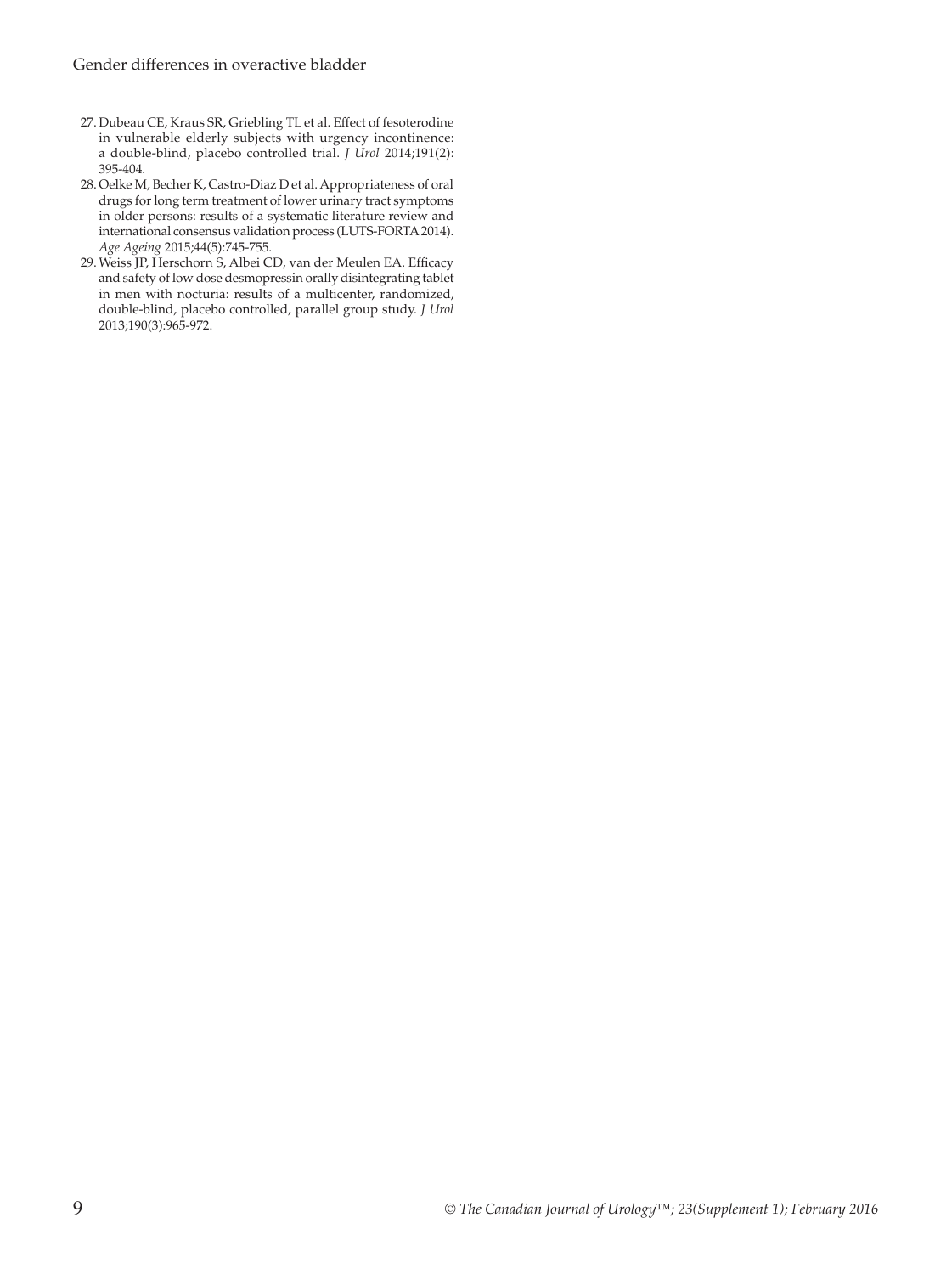27. Dubeau CE, Kraus SR, Griebling TL et al. Effect of fesoterodine in vulnerable elderly subjects with urgency incontinence: a double-blind, placebo controlled trial. *J Urol* 2014;191(2): 395-404.
28. Oelke M, Becher K, Castro-Diaz D et al. Appropriateness of oral drugs for long term treatment of lower urinary tract symptoms in older persons: results of a systematic literature review and international consensus validation process (LUTS-FORTA 2014). *Age Ageing* 2015;44(5):745-755.
29. Weiss JP, Herschorn S, Albei CD, van der Meulen EA. Efficacy and safety of low dose desmopressin orally disintegrating tablet in men with nocturia: results of a multicenter, randomized, double-blind, placebo controlled, parallel group study. *J Urol* 2013;190(3):965-972.